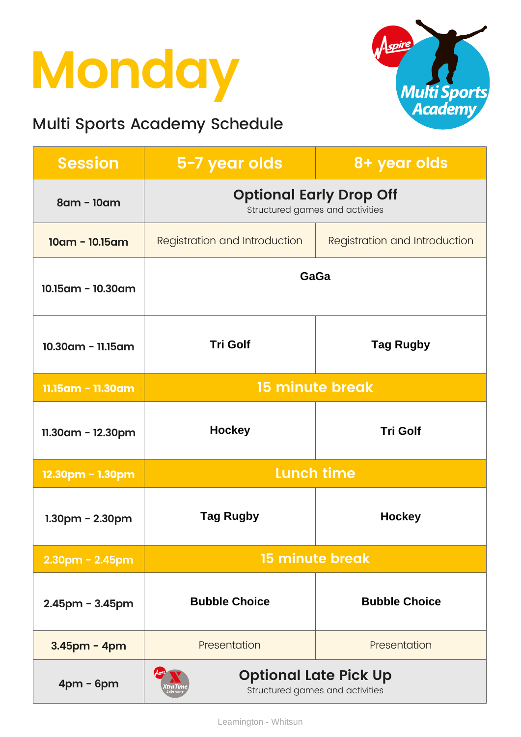# Monday

## Multi Sports Academy Schedule

| Session | 5-7 year olds | 8+ year olds |
|---|---|---|
| 8am - 10am | **Optional Early Drop Off** Structured games and activities | |
| 10am - 10.15am | Registration and Introduction | Registration and Introduction |
| 10.15am - 10.30am | **GaGa** | |
| 10.30am - 11.15am | **Tri Golf** | **Tag Rugby** |
| 11.15am - 11.30am | **15 minute break** | |
| 11.30am - 12.30pm | **Hockey** | **Tri Golf** |
| 12.30pm - 1.30pm | **Lunch time** | |
| 1.30pm - 2.30pm | **Tag Rugby** | **Hockey** |
| 2.30pm - 2.45pm | **15 minute break** | |
| 2.45pm - 3.45pm | **Bubble Choice** | **Bubble Choice** |
| 3.45pm - 4pm | Presentation | Presentation |
| 4pm - 6pm | **Optional Late Pick Up** Structured games and activities | |

Leamington - Whitsun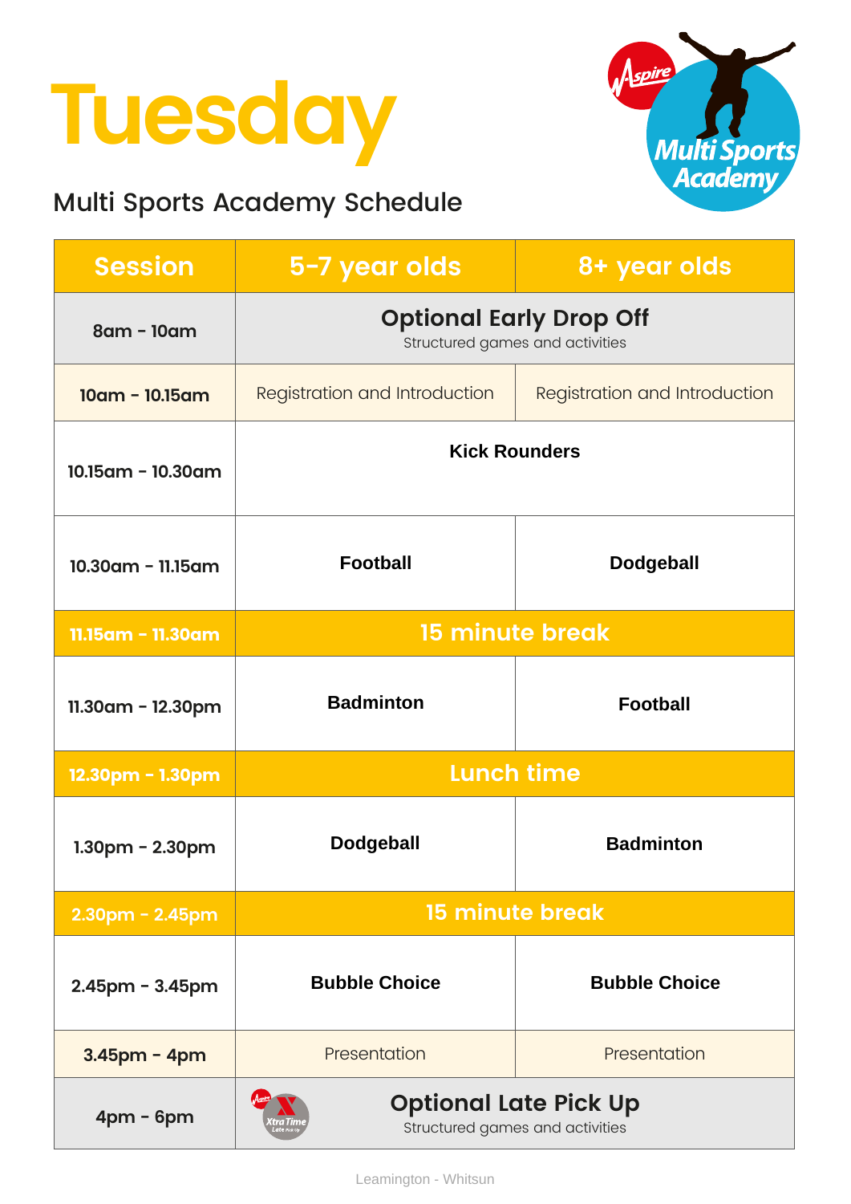# Tuesday

## Multi Sports Academy Schedule

| Session | 5-7 year olds | 8+ year olds |
|---|---|---|
| 8am - 10am | **Optional Early Drop Off** Structured games and activities | |
| 10am - 10.15am | Registration and Introduction | Registration and Introduction |
| 10.15am - 10.30am | **Kick Rounders** | |
| 10.30am - 11.15am | **Football** | **Dodgeball** |
| 11.15am - 11.30am | **15 minute break** | |
| 11.30am - 12.30pm | **Badminton** | **Football** |
| 12.30pm - 1.30pm | **Lunch time** | |
| 1.30pm - 2.30pm | **Dodgeball** | **Badminton** |
| 2.30pm - 2.45pm | **15 minute break** | |
| 2.45pm - 3.45pm | **Bubble Choice** | **Bubble Choice** |
| 3.45pm - 4pm | Presentation | Presentation |
| 4pm - 6pm | **Optional Late Pick Up** Structured games and activities | |

Leamington - Whitsun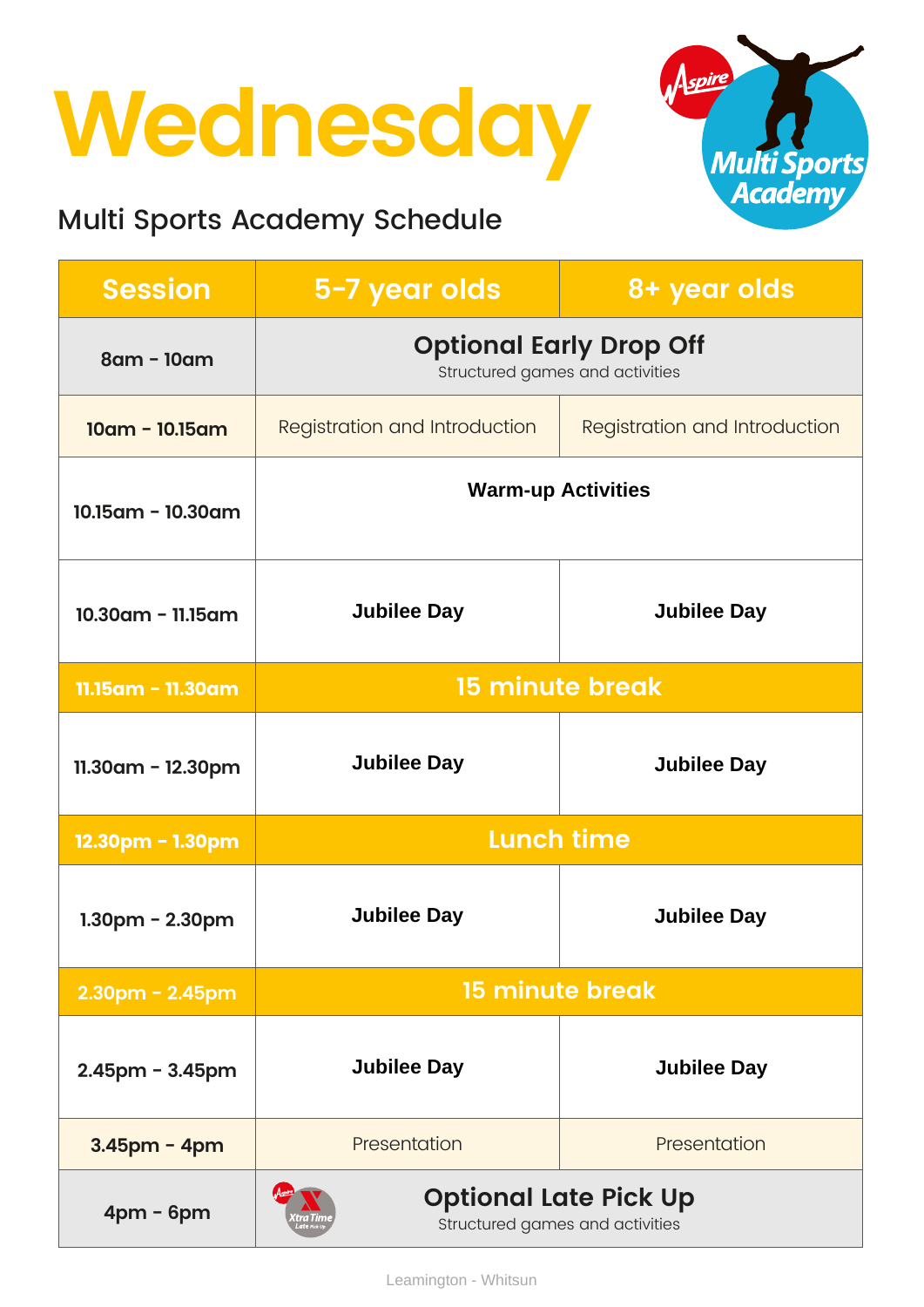# Wednesday

## Multi Sports Academy Schedule

| Session | 5-7 year olds | 8+ year olds |
|---|---|---|
| 8am - 10am | **Optional Early Drop Off** Structured games and activities | |
| 10am - 10.15am | Registration and Introduction | Registration and Introduction |
| 10.15am - 10.30am | **Warm-up Activities** | |
| 10.30am - 11.15am | **Jubilee Day** | **Jubilee Day** |
| 11.15am - 11.30am | **15 minute break** | |
| 11.30am - 12.30pm | **Jubilee Day** | **Jubilee Day** |
| 12.30pm - 1.30pm | **Lunch time** | |
| 1.30pm - 2.30pm | **Jubilee Day** | **Jubilee Day** |
| 2.30pm - 2.45pm | **15 minute break** | |
| 2.45pm - 3.45pm | **Jubilee Day** | **Jubilee Day** |
| 3.45pm - 4pm | Presentation | Presentation |
| 4pm - 6pm | **Optional Late Pick Up** Structured games and activities | |

Leamington - Whitsun